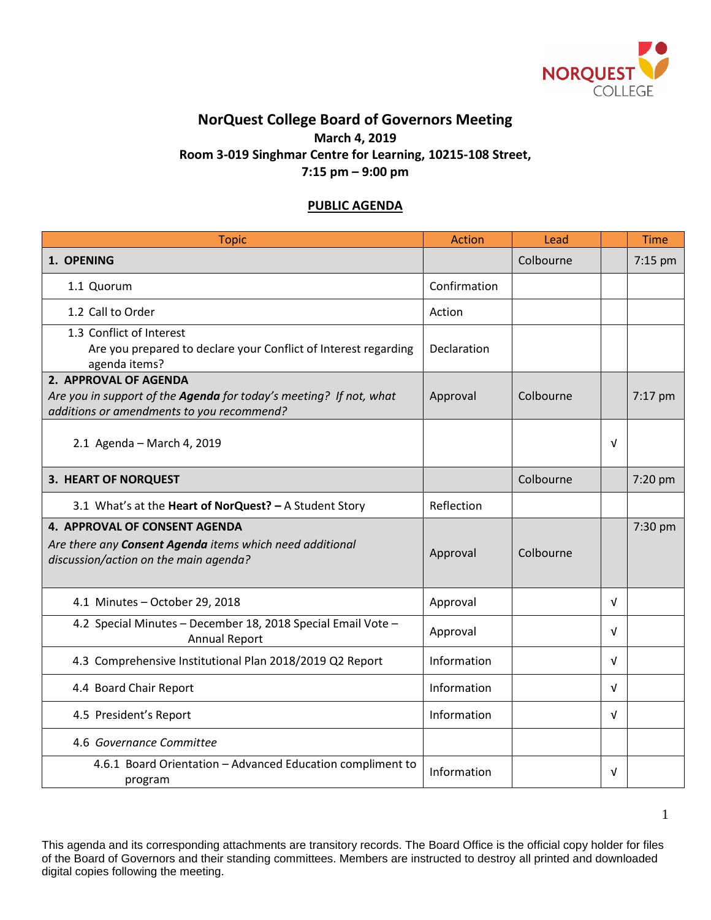# NorQuest College Board of Governors Meeting

**March 4, 2019**
**Room 3-019 Singhmar Centre for Learning, 10215-108 Street,**
**7:15 pm – 9:00 pm**

**PUBLIC AGENDA**

| Topic | Action | Lead | | Time |
|---|---|---|---|---|
| **1. OPENING** | | Colbourne | | 7:15 pm |
| 1.1 Quorum | Confirmation | | | |
| 1.2 Call to Order | Action | | | |
| 1.3 Conflict of Interest<br>Are you prepared to declare your Conflict of Interest regarding agenda items? | Declaration | | | |
| **2. APPROVAL OF AGENDA**<br>*Are you in support of the **Agenda** for today's meeting? If not, what additions or amendments to you recommend?* | Approval | Colbourne | | 7:17 pm |
| 2.1 Agenda – March 4, 2019 | | | √ | |
| **3. HEART OF NORQUEST** | | Colbourne | | 7:20 pm |
| 3.1 What's at the **Heart of NorQuest? –** A Student Story | Reflection | | | |
| **4. APPROVAL OF CONSENT AGENDA**<br>*Are there any **Consent Agenda** items which need additional discussion/action on the main agenda?* | Approval | Colbourne | | 7:30 pm |
| 4.1 Minutes – October 29, 2018 | Approval | | √ | |
| 4.2 Special Minutes – December 18, 2018 Special Email Vote – Annual Report | Approval | | √ | |
| 4.3 Comprehensive Institutional Plan 2018/2019 Q2 Report | Information | | √ | |
| 4.4 Board Chair Report | Information | | √ | |
| 4.5 President's Report | Information | | √ | |
| 4.6 *Governance Committee* | | | | |
| 4.6.1 Board Orientation – Advanced Education compliment to program | Information | | √ | |

This agenda and its corresponding attachments are transitory records. The Board Office is the official copy holder for files of the Board of Governors and their standing committees. Members are instructed to destroy all printed and downloaded digital copies following the meeting.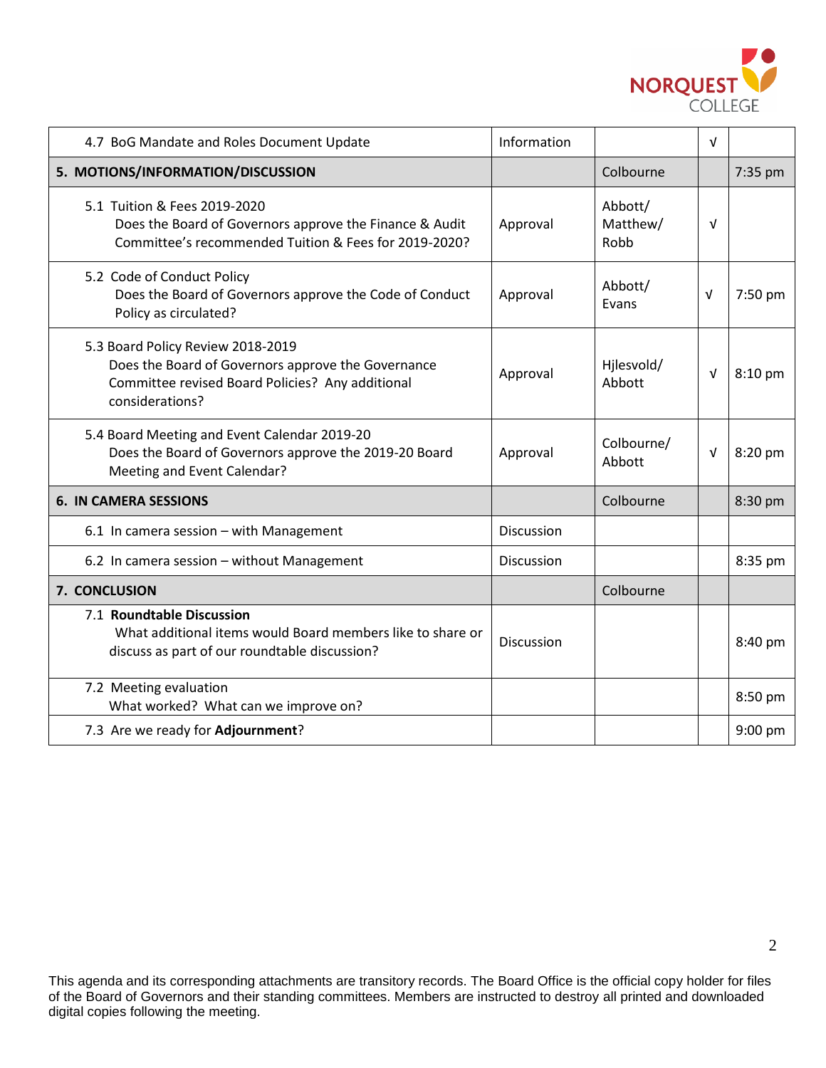| | | | | |
|---|---|---|---|---|
| 4.7 BoG Mandate and Roles Document Update | Information | | √ | |
| **5. MOTIONS/INFORMATION/DISCUSSION** | | Colbourne | | 7:35 pm |
| 5.1 Tuition & Fees 2019-2020<br>Does the Board of Governors approve the Finance & Audit Committee's recommended Tuition & Fees for 2019-2020? | Approval | Abbott/ Matthew/ Robb | √ | |
| 5.2 Code of Conduct Policy<br>Does the Board of Governors approve the Code of Conduct Policy as circulated? | Approval | Abbott/ Evans | √ | 7:50 pm |
| 5.3 Board Policy Review 2018-2019<br>Does the Board of Governors approve the Governance Committee revised Board Policies? Any additional considerations? | Approval | Hjlesvold/ Abbott | √ | 8:10 pm |
| 5.4 Board Meeting and Event Calendar 2019-20<br>Does the Board of Governors approve the 2019-20 Board Meeting and Event Calendar? | Approval | Colbourne/ Abbott | √ | 8:20 pm |
| **6. IN CAMERA SESSIONS** | | Colbourne | | 8:30 pm |
| 6.1 In camera session – with Management | Discussion | | | |
| 6.2 In camera session – without Management | Discussion | | | 8:35 pm |
| **7. CONCLUSION** | | Colbourne | | |
| 7.1 **Roundtable Discussion**<br>What additional items would Board members like to share or discuss as part of our roundtable discussion? | Discussion | | | 8:40 pm |
| 7.2 Meeting evaluation<br>What worked? What can we improve on? | | | | 8:50 pm |
| 7.3 Are we ready for **Adjournment**? | | | | 9:00 pm |

This agenda and its corresponding attachments are transitory records. The Board Office is the official copy holder for files of the Board of Governors and their standing committees. Members are instructed to destroy all printed and downloaded digital copies following the meeting.